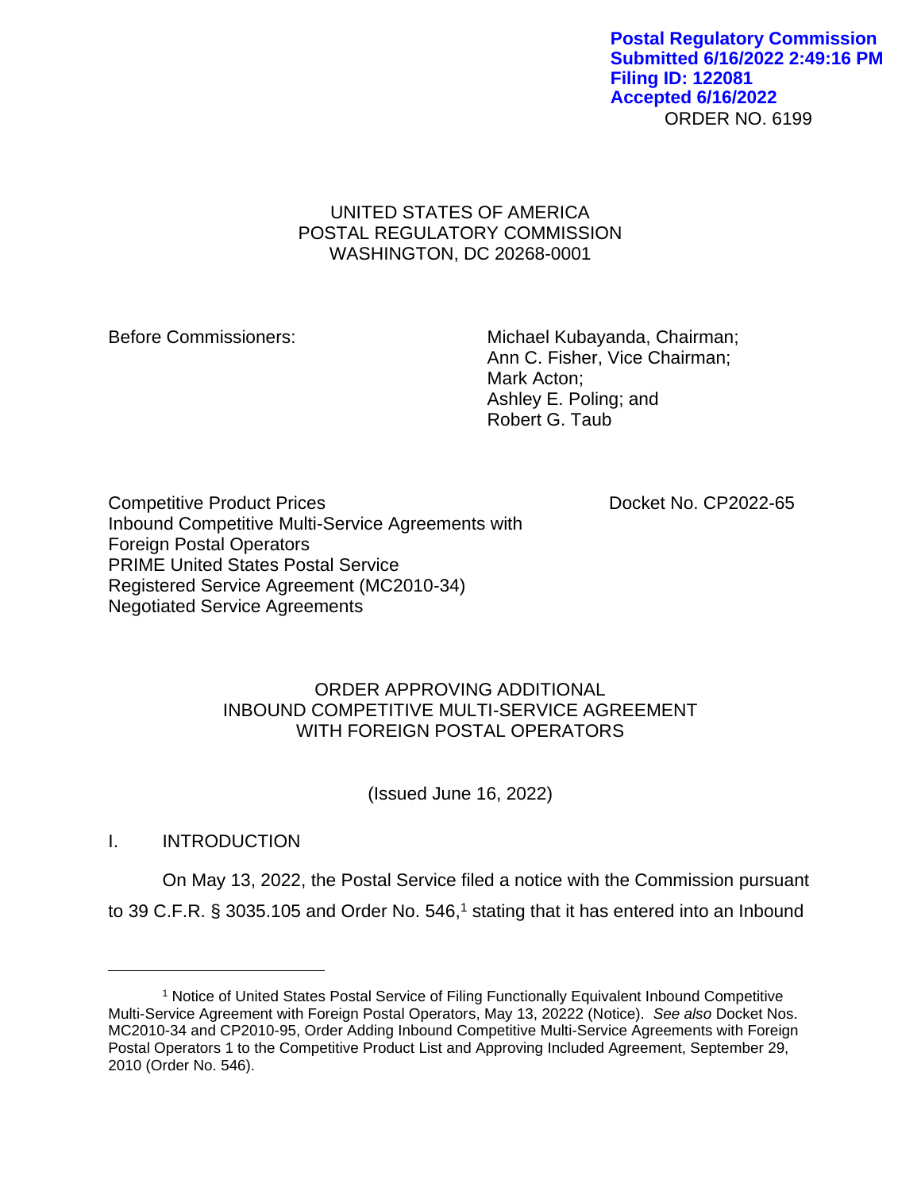Postal Regulatory Commission
Submitted 6/16/2022 2:49:16 PM
Filing ID: 122081
Accepted 6/16/2022

ORDER NO. 6199

UNITED STATES OF AMERICA
POSTAL REGULATORY COMMISSION
WASHINGTON, DC 20268-0001

Before Commissioners: Michael Kubayanda, Chairman;
Ann C. Fisher, Vice Chairman;
Mark Acton;
Ashley E. Poling; and
Robert G. Taub

Competitive Product Prices
Inbound Competitive Multi-Service Agreements with Foreign Postal Operators
PRIME United States Postal Service
Registered Service Agreement (MC2010-34)
Negotiated Service Agreements

Docket No. CP2022-65

ORDER APPROVING ADDITIONAL
INBOUND COMPETITIVE MULTI-SERVICE AGREEMENT
WITH FOREIGN POSTAL OPERATORS

(Issued June 16, 2022)

## I. INTRODUCTION

On May 13, 2022, the Postal Service filed a notice with the Commission pursuant to 39 C.F.R. § 3035.105 and Order No. 546,[1] stating that it has entered into an Inbound

[1] Notice of United States Postal Service of Filing Functionally Equivalent Inbound Competitive Multi-Service Agreement with Foreign Postal Operators, May 13, 20222 (Notice). *See also* Docket Nos. MC2010-34 and CP2010-95, Order Adding Inbound Competitive Multi-Service Agreements with Foreign Postal Operators 1 to the Competitive Product List and Approving Included Agreement, September 29, 2010 (Order No. 546).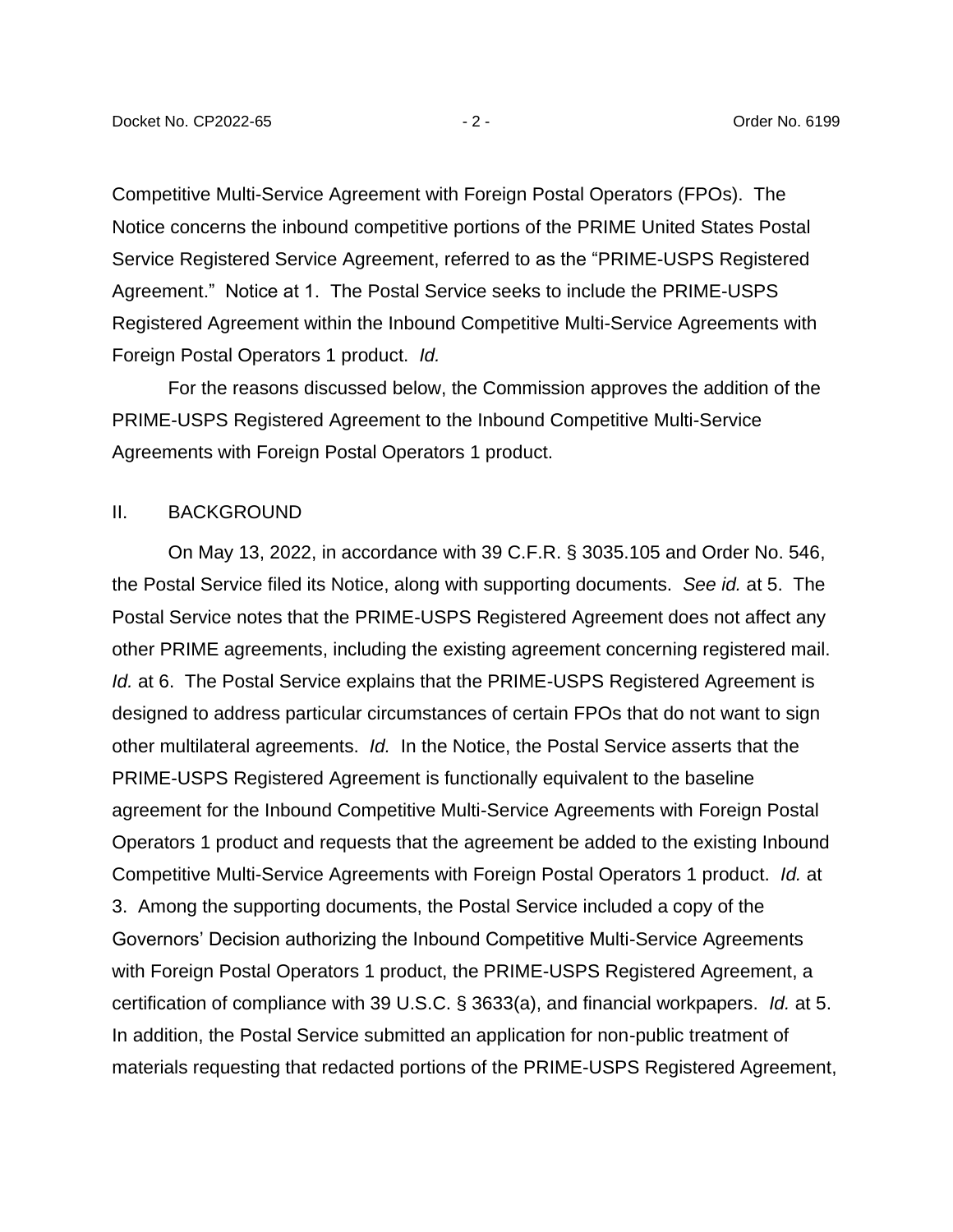Competitive Multi-Service Agreement with Foreign Postal Operators (FPOs). The Notice concerns the inbound competitive portions of the PRIME United States Postal Service Registered Service Agreement, referred to as the "PRIME-USPS Registered Agreement." Notice at 1. The Postal Service seeks to include the PRIME-USPS Registered Agreement within the Inbound Competitive Multi-Service Agreements with Foreign Postal Operators 1 product. *Id.*

For the reasons discussed below, the Commission approves the addition of the PRIME-USPS Registered Agreement to the Inbound Competitive Multi-Service Agreements with Foreign Postal Operators 1 product.

## II. BACKGROUND

On May 13, 2022, in accordance with 39 C.F.R. § 3035.105 and Order No. 546, the Postal Service filed its Notice, along with supporting documents. *See id.* at 5. The Postal Service notes that the PRIME-USPS Registered Agreement does not affect any other PRIME agreements, including the existing agreement concerning registered mail. *Id.* at 6. The Postal Service explains that the PRIME-USPS Registered Agreement is designed to address particular circumstances of certain FPOs that do not want to sign other multilateral agreements. *Id.* In the Notice, the Postal Service asserts that the PRIME-USPS Registered Agreement is functionally equivalent to the baseline agreement for the Inbound Competitive Multi-Service Agreements with Foreign Postal Operators 1 product and requests that the agreement be added to the existing Inbound Competitive Multi-Service Agreements with Foreign Postal Operators 1 product. *Id.* at 3. Among the supporting documents, the Postal Service included a copy of the Governors' Decision authorizing the Inbound Competitive Multi-Service Agreements with Foreign Postal Operators 1 product, the PRIME-USPS Registered Agreement, a certification of compliance with 39 U.S.C. § 3633(a), and financial workpapers. *Id.* at 5. In addition, the Postal Service submitted an application for non-public treatment of materials requesting that redacted portions of the PRIME-USPS Registered Agreement,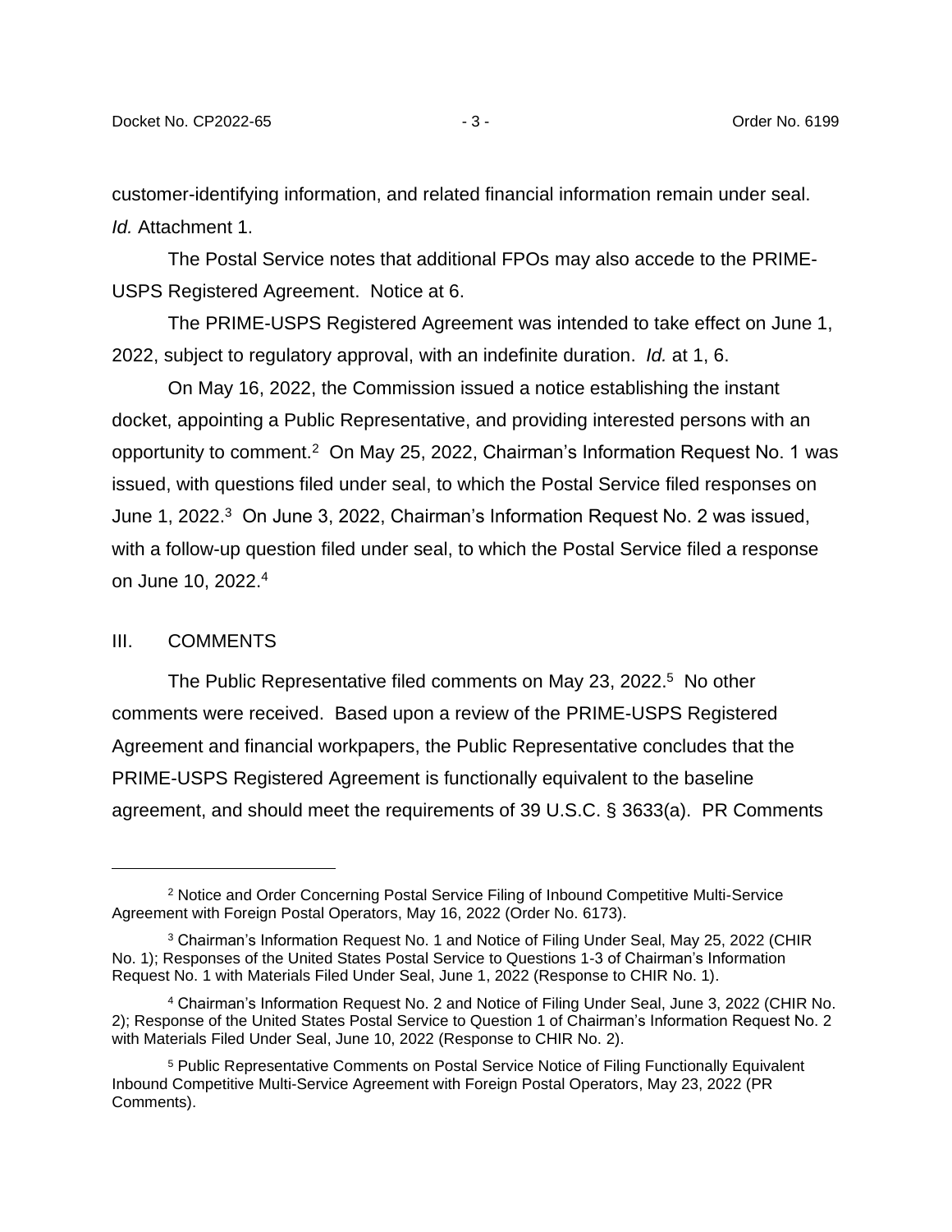customer-identifying information, and related financial information remain under seal. *Id.* Attachment 1.

The Postal Service notes that additional FPOs may also accede to the PRIME-USPS Registered Agreement. Notice at 6.

The PRIME-USPS Registered Agreement was intended to take effect on June 1, 2022, subject to regulatory approval, with an indefinite duration. *Id.* at 1, 6.

On May 16, 2022, the Commission issued a notice establishing the instant docket, appointing a Public Representative, and providing interested persons with an opportunity to comment.[2] On May 25, 2022, Chairman's Information Request No. 1 was issued, with questions filed under seal, to which the Postal Service filed responses on June 1, 2022.[3] On June 3, 2022, Chairman's Information Request No. 2 was issued, with a follow-up question filed under seal, to which the Postal Service filed a response on June 10, 2022.[4]

## III. COMMENTS

The Public Representative filed comments on May 23, 2022.[5] No other comments were received. Based upon a review of the PRIME-USPS Registered Agreement and financial workpapers, the Public Representative concludes that the PRIME-USPS Registered Agreement is functionally equivalent to the baseline agreement, and should meet the requirements of 39 U.S.C. § 3633(a). PR Comments

---

[2] Notice and Order Concerning Postal Service Filing of Inbound Competitive Multi-Service Agreement with Foreign Postal Operators, May 16, 2022 (Order No. 6173).

[3] Chairman's Information Request No. 1 and Notice of Filing Under Seal, May 25, 2022 (CHIR No. 1); Responses of the United States Postal Service to Questions 1-3 of Chairman's Information Request No. 1 with Materials Filed Under Seal, June 1, 2022 (Response to CHIR No. 1).

[4] Chairman's Information Request No. 2 and Notice of Filing Under Seal, June 3, 2022 (CHIR No. 2); Response of the United States Postal Service to Question 1 of Chairman's Information Request No. 2 with Materials Filed Under Seal, June 10, 2022 (Response to CHIR No. 2).

[5] Public Representative Comments on Postal Service Notice of Filing Functionally Equivalent Inbound Competitive Multi-Service Agreement with Foreign Postal Operators, May 23, 2022 (PR Comments).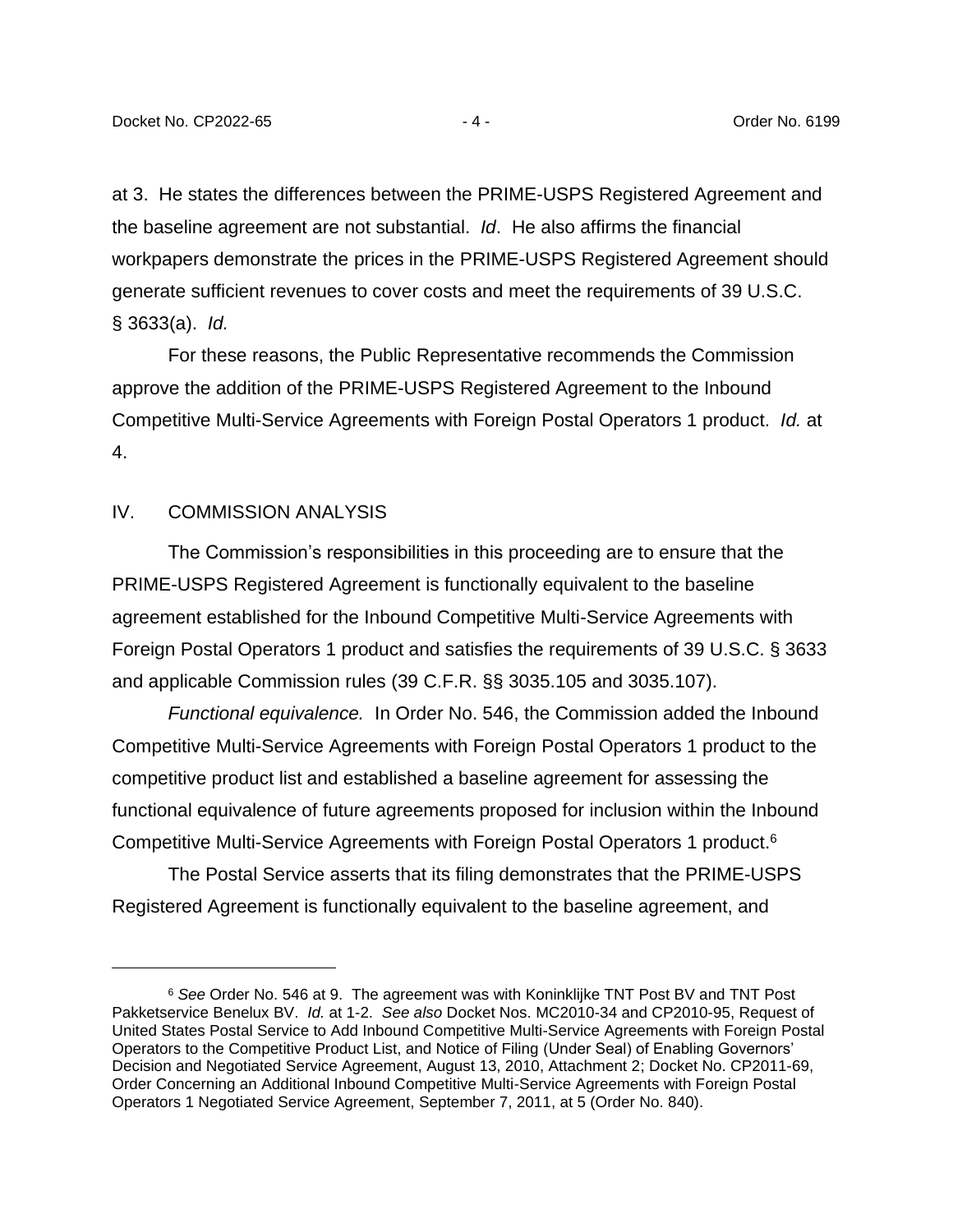at 3. He states the differences between the PRIME-USPS Registered Agreement and the baseline agreement are not substantial. *Id*. He also affirms the financial workpapers demonstrate the prices in the PRIME-USPS Registered Agreement should generate sufficient revenues to cover costs and meet the requirements of 39 U.S.C. § 3633(a). *Id.*

For these reasons, the Public Representative recommends the Commission approve the addition of the PRIME-USPS Registered Agreement to the Inbound Competitive Multi-Service Agreements with Foreign Postal Operators 1 product. *Id.* at 4.

## IV. COMMISSION ANALYSIS

The Commission's responsibilities in this proceeding are to ensure that the PRIME-USPS Registered Agreement is functionally equivalent to the baseline agreement established for the Inbound Competitive Multi-Service Agreements with Foreign Postal Operators 1 product and satisfies the requirements of 39 U.S.C. § 3633 and applicable Commission rules (39 C.F.R. §§ 3035.105 and 3035.107).

*Functional equivalence.* In Order No. 546, the Commission added the Inbound Competitive Multi-Service Agreements with Foreign Postal Operators 1 product to the competitive product list and established a baseline agreement for assessing the functional equivalence of future agreements proposed for inclusion within the Inbound Competitive Multi-Service Agreements with Foreign Postal Operators 1 product.[6]

The Postal Service asserts that its filing demonstrates that the PRIME-USPS Registered Agreement is functionally equivalent to the baseline agreement, and

---

[6] *See* Order No. 546 at 9. The agreement was with Koninklijke TNT Post BV and TNT Post Pakketservice Benelux BV. *Id.* at 1-2. *See also* Docket Nos. MC2010-34 and CP2010-95, Request of United States Postal Service to Add Inbound Competitive Multi-Service Agreements with Foreign Postal Operators to the Competitive Product List, and Notice of Filing (Under Seal) of Enabling Governors' Decision and Negotiated Service Agreement, August 13, 2010, Attachment 2; Docket No. CP2011-69, Order Concerning an Additional Inbound Competitive Multi-Service Agreements with Foreign Postal Operators 1 Negotiated Service Agreement, September 7, 2011, at 5 (Order No. 840).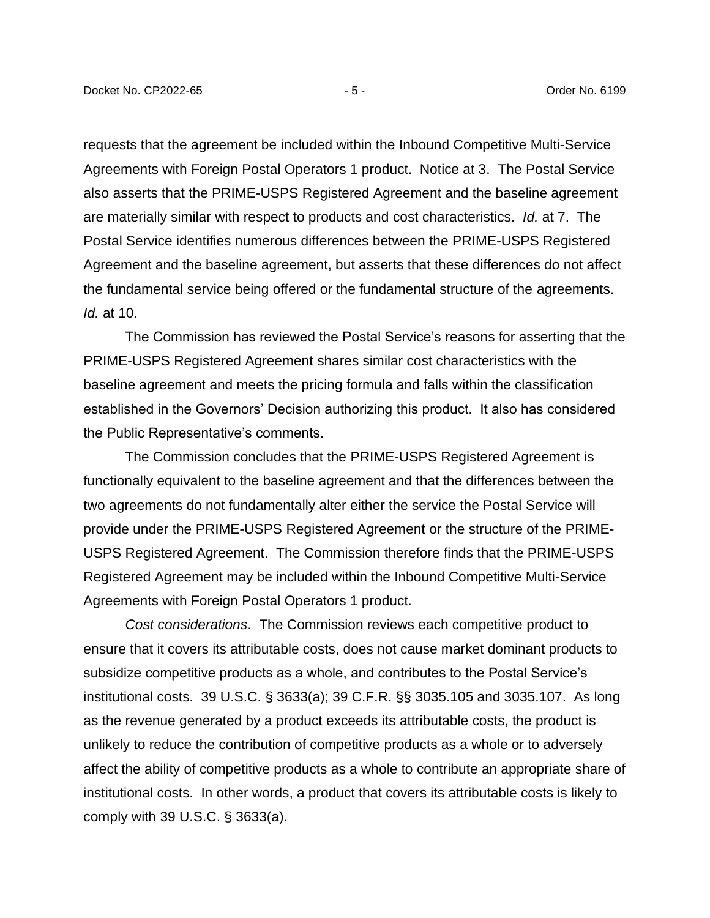requests that the agreement be included within the Inbound Competitive Multi-Service Agreements with Foreign Postal Operators 1 product. Notice at 3. The Postal Service also asserts that the PRIME-USPS Registered Agreement and the baseline agreement are materially similar with respect to products and cost characteristics. *Id.* at 7. The Postal Service identifies numerous differences between the PRIME-USPS Registered Agreement and the baseline agreement, but asserts that these differences do not affect the fundamental service being offered or the fundamental structure of the agreements. *Id.* at 10.

The Commission has reviewed the Postal Service's reasons for asserting that the PRIME-USPS Registered Agreement shares similar cost characteristics with the baseline agreement and meets the pricing formula and falls within the classification established in the Governors' Decision authorizing this product. It also has considered the Public Representative's comments.

The Commission concludes that the PRIME-USPS Registered Agreement is functionally equivalent to the baseline agreement and that the differences between the two agreements do not fundamentally alter either the service the Postal Service will provide under the PRIME-USPS Registered Agreement or the structure of the PRIME-USPS Registered Agreement. The Commission therefore finds that the PRIME-USPS Registered Agreement may be included within the Inbound Competitive Multi-Service Agreements with Foreign Postal Operators 1 product.

*Cost considerations*. The Commission reviews each competitive product to ensure that it covers its attributable costs, does not cause market dominant products to subsidize competitive products as a whole, and contributes to the Postal Service's institutional costs. 39 U.S.C. § 3633(a); 39 C.F.R. §§ 3035.105 and 3035.107. As long as the revenue generated by a product exceeds its attributable costs, the product is unlikely to reduce the contribution of competitive products as a whole or to adversely affect the ability of competitive products as a whole to contribute an appropriate share of institutional costs. In other words, a product that covers its attributable costs is likely to comply with 39 U.S.C. § 3633(a).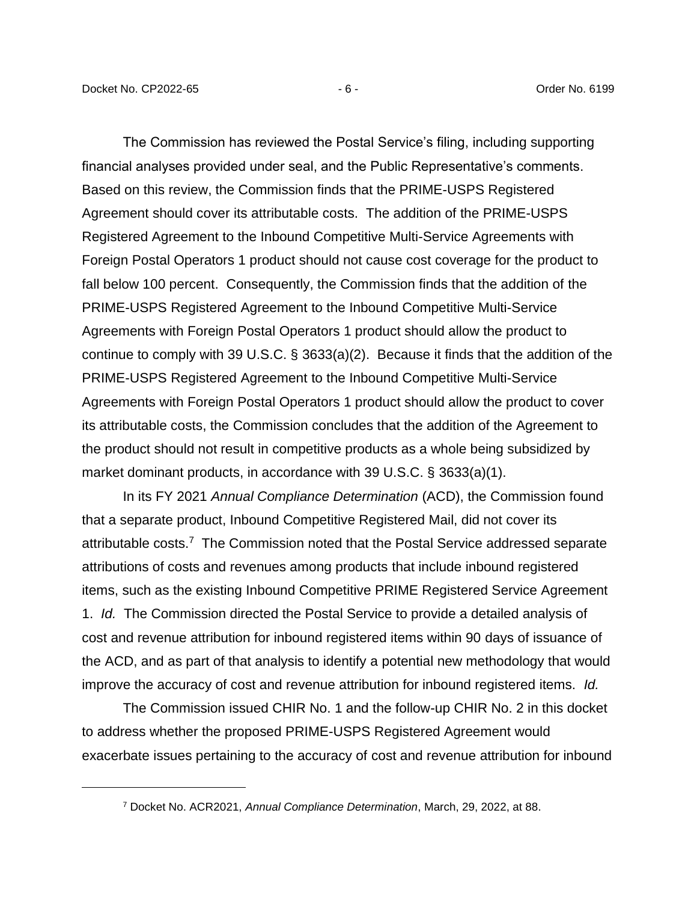The Commission has reviewed the Postal Service's filing, including supporting financial analyses provided under seal, and the Public Representative's comments. Based on this review, the Commission finds that the PRIME-USPS Registered Agreement should cover its attributable costs. The addition of the PRIME-USPS Registered Agreement to the Inbound Competitive Multi-Service Agreements with Foreign Postal Operators 1 product should not cause cost coverage for the product to fall below 100 percent. Consequently, the Commission finds that the addition of the PRIME-USPS Registered Agreement to the Inbound Competitive Multi-Service Agreements with Foreign Postal Operators 1 product should allow the product to continue to comply with 39 U.S.C. § 3633(a)(2). Because it finds that the addition of the PRIME-USPS Registered Agreement to the Inbound Competitive Multi-Service Agreements with Foreign Postal Operators 1 product should allow the product to cover its attributable costs, the Commission concludes that the addition of the Agreement to the product should not result in competitive products as a whole being subsidized by market dominant products, in accordance with 39 U.S.C. § 3633(a)(1).

In its FY 2021 *Annual Compliance Determination* (ACD), the Commission found that a separate product, Inbound Competitive Registered Mail, did not cover its attributable costs.[7] The Commission noted that the Postal Service addressed separate attributions of costs and revenues among products that include inbound registered items, such as the existing Inbound Competitive PRIME Registered Service Agreement 1. *Id.* The Commission directed the Postal Service to provide a detailed analysis of cost and revenue attribution for inbound registered items within 90 days of issuance of the ACD, and as part of that analysis to identify a potential new methodology that would improve the accuracy of cost and revenue attribution for inbound registered items. *Id.*

The Commission issued CHIR No. 1 and the follow-up CHIR No. 2 in this docket to address whether the proposed PRIME-USPS Registered Agreement would exacerbate issues pertaining to the accuracy of cost and revenue attribution for inbound

[7] Docket No. ACR2021, *Annual Compliance Determination*, March, 29, 2022, at 88.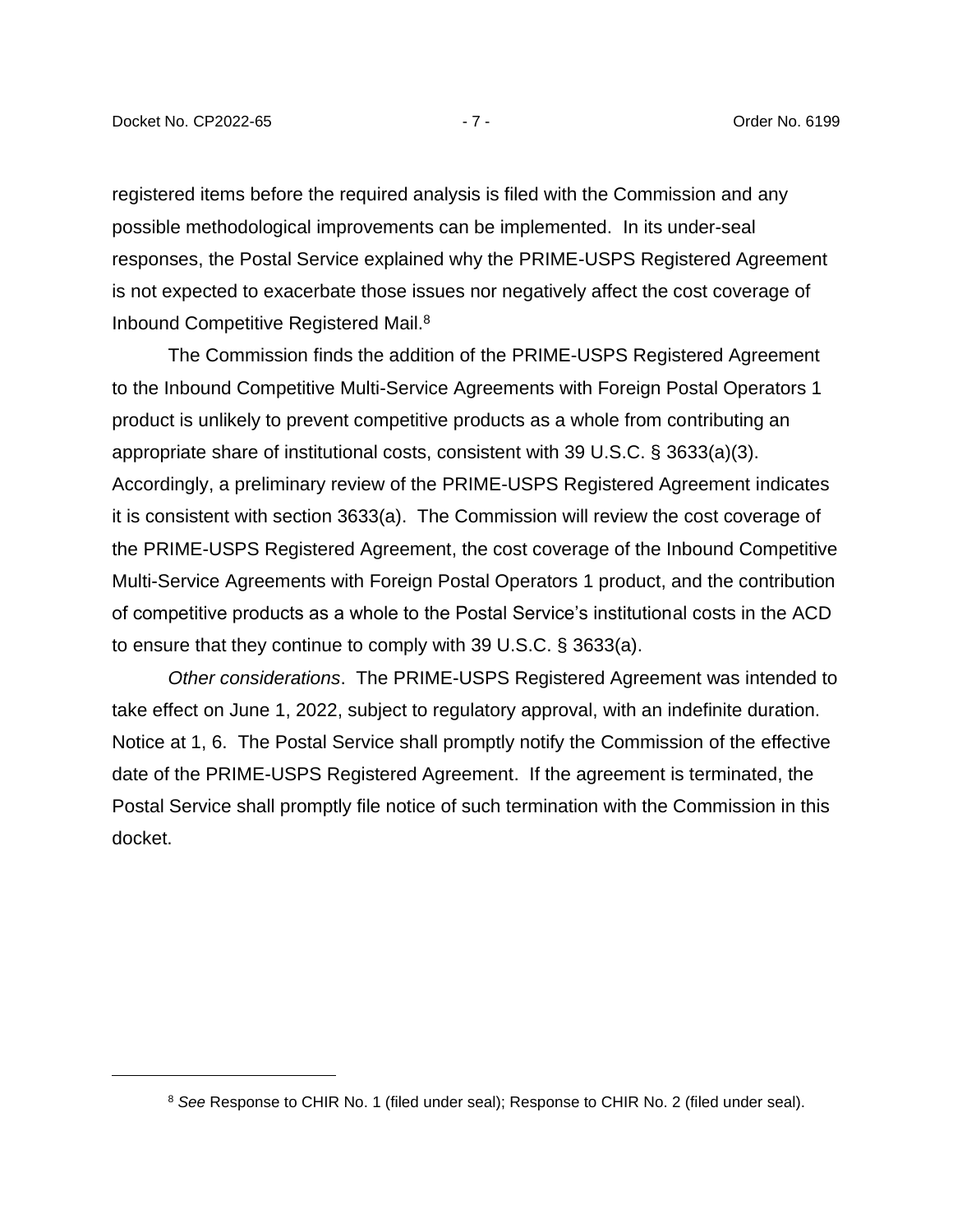registered items before the required analysis is filed with the Commission and any possible methodological improvements can be implemented. In its under-seal responses, the Postal Service explained why the PRIME-USPS Registered Agreement is not expected to exacerbate those issues nor negatively affect the cost coverage of Inbound Competitive Registered Mail.[8]

The Commission finds the addition of the PRIME-USPS Registered Agreement to the Inbound Competitive Multi-Service Agreements with Foreign Postal Operators 1 product is unlikely to prevent competitive products as a whole from contributing an appropriate share of institutional costs, consistent with 39 U.S.C. § 3633(a)(3). Accordingly, a preliminary review of the PRIME-USPS Registered Agreement indicates it is consistent with section 3633(a). The Commission will review the cost coverage of the PRIME-USPS Registered Agreement, the cost coverage of the Inbound Competitive Multi-Service Agreements with Foreign Postal Operators 1 product, and the contribution of competitive products as a whole to the Postal Service's institutional costs in the ACD to ensure that they continue to comply with 39 U.S.C. § 3633(a).

*Other considerations*. The PRIME-USPS Registered Agreement was intended to take effect on June 1, 2022, subject to regulatory approval, with an indefinite duration. Notice at 1, 6. The Postal Service shall promptly notify the Commission of the effective date of the PRIME-USPS Registered Agreement. If the agreement is terminated, the Postal Service shall promptly file notice of such termination with the Commission in this docket.

---

[8] *See* Response to CHIR No. 1 (filed under seal); Response to CHIR No. 2 (filed under seal).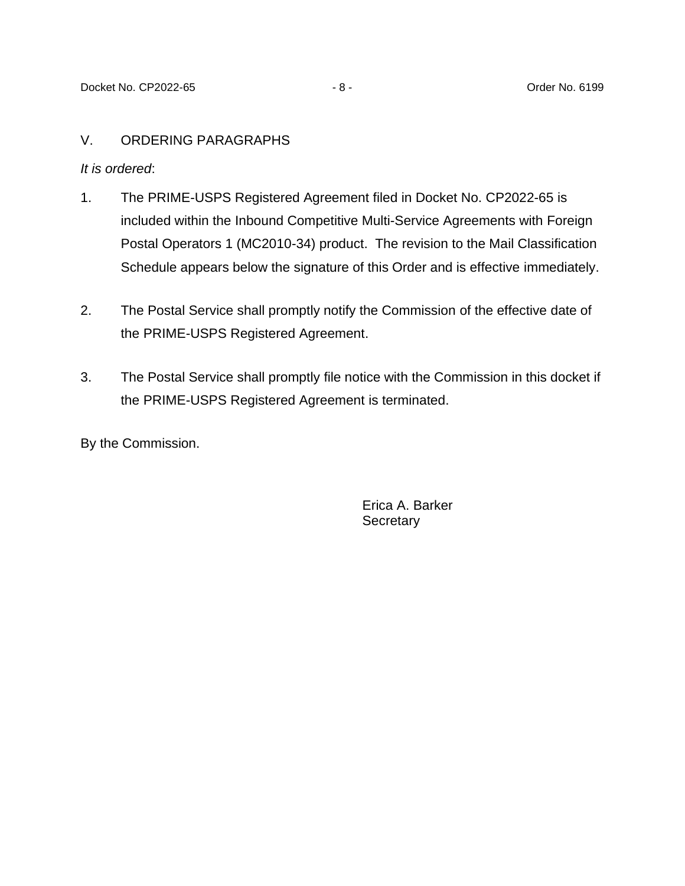## V. ORDERING PARAGRAPHS

*It is ordered*:

1. The PRIME-USPS Registered Agreement filed in Docket No. CP2022-65 is included within the Inbound Competitive Multi-Service Agreements with Foreign Postal Operators 1 (MC2010-34) product. The revision to the Mail Classification Schedule appears below the signature of this Order and is effective immediately.

2. The Postal Service shall promptly notify the Commission of the effective date of the PRIME-USPS Registered Agreement.

3. The Postal Service shall promptly file notice with the Commission in this docket if the PRIME-USPS Registered Agreement is terminated.

By the Commission.

Erica A. Barker
Secretary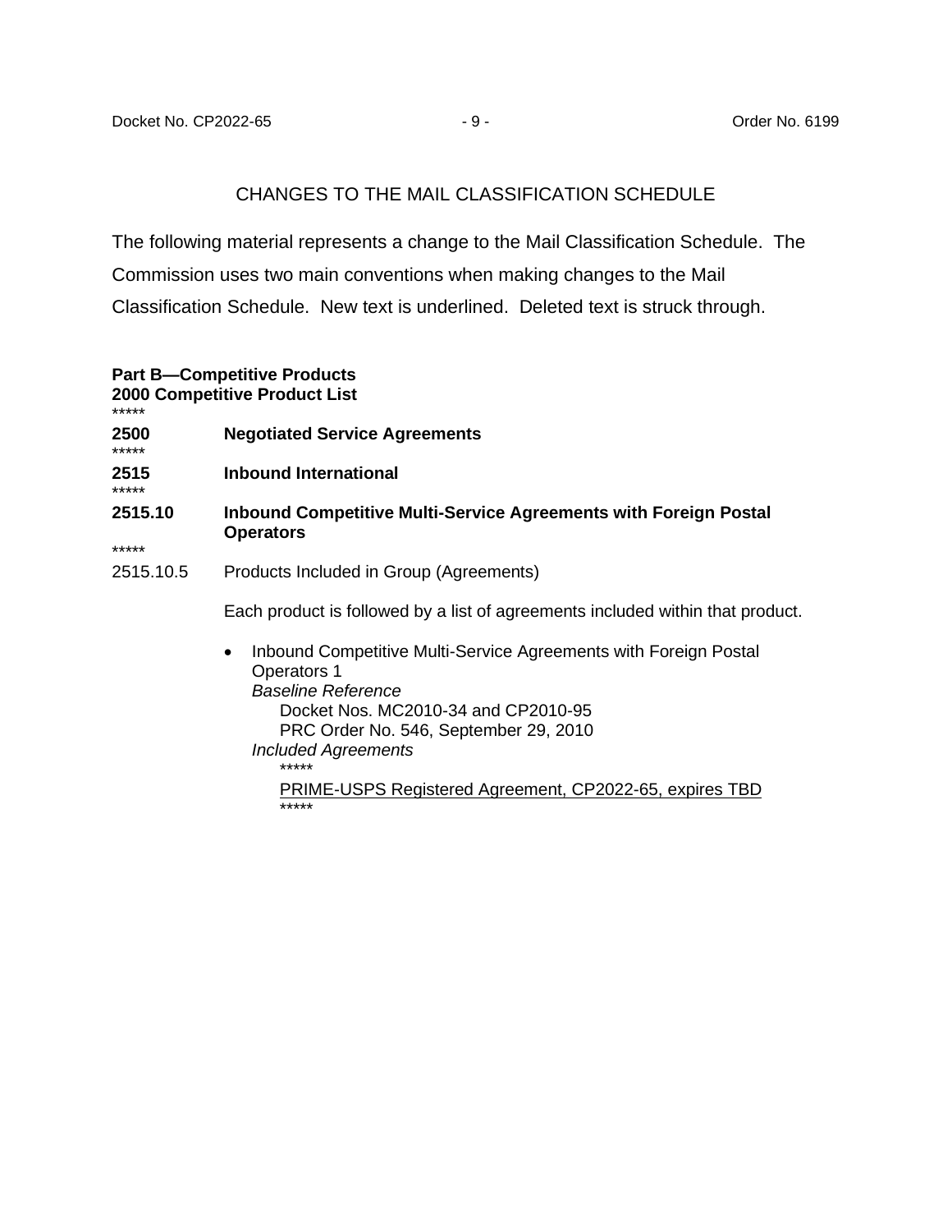CHANGES TO THE MAIL CLASSIFICATION SCHEDULE

The following material represents a change to the Mail Classification Schedule. The Commission uses two main conventions when making changes to the Mail Classification Schedule. New text is underlined. Deleted text is struck through.

**Part B—Competitive Products**
**2000 Competitive Product List**

*****

**2500 Negotiated Service Agreements**

*****

**2515 Inbound International**

*****

**2515.10 Inbound Competitive Multi-Service Agreements with Foreign Postal Operators**

*****

2515.10.5 Products Included in Group (Agreements)

Each product is followed by a list of agreements included within that product.

- Inbound Competitive Multi-Service Agreements with Foreign Postal Operators 1
  *Baseline Reference*
  Docket Nos. MC2010-34 and CP2010-95
  PRC Order No. 546, September 29, 2010
  *Included Agreements*
  *****
  <u>PRIME-USPS Registered Agreement, CP2022-65, expires TBD</u>
  *****